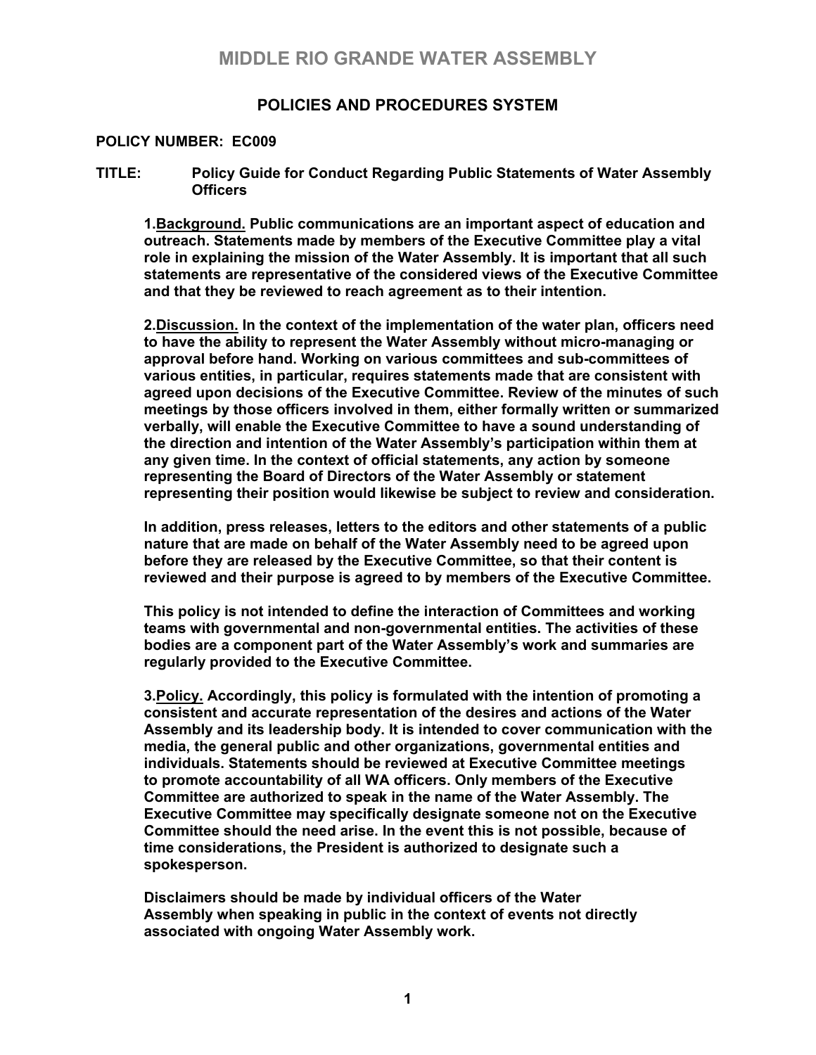# MIDDLE RIO GRANDE WATER ASSEMBLY

## POLICIES AND PROCEDURES SYSTEM

**POLICY NUMBER: EC009**

**TITLE: Policy Guide for Conduct Regarding Public Statements of Water Assembly Officers**

**1.<u>Background.</u> Public communications are an important aspect of education and outreach. Statements made by members of the Executive Committee play a vital role in explaining the mission of the Water Assembly. It is important that all such statements are representative of the considered views of the Executive Committee and that they be reviewed to reach agreement as to their intention.**

**2.<u>Discussion.</u> In the context of the implementation of the water plan, officers need to have the ability to represent the Water Assembly without micro-managing or approval before hand. Working on various committees and sub-committees of various entities, in particular, requires statements made that are consistent with agreed upon decisions of the Executive Committee. Review of the minutes of such meetings by those officers involved in them, either formally written or summarized verbally, will enable the Executive Committee to have a sound understanding of the direction and intention of the Water Assembly's participation within them at any given time. In the context of official statements, any action by someone representing the Board of Directors of the Water Assembly or statement representing their position would likewise be subject to review and consideration.**

**In addition, press releases, letters to the editors and other statements of a public nature that are made on behalf of the Water Assembly need to be agreed upon before they are released by the Executive Committee, so that their content is reviewed and their purpose is agreed to by members of the Executive Committee.**

**This policy is not intended to define the interaction of Committees and working teams with governmental and non-governmental entities. The activities of these bodies are a component part of the Water Assembly's work and summaries are regularly provided to the Executive Committee.**

**3.<u>Policy.</u> Accordingly, this policy is formulated with the intention of promoting a consistent and accurate representation of the desires and actions of the Water Assembly and its leadership body. It is intended to cover communication with the media, the general public and other organizations, governmental entities and individuals. Statements should be reviewed at Executive Committee meetings to promote accountability of all WA officers. Only members of the Executive Committee are authorized to speak in the name of the Water Assembly. The Executive Committee may specifically designate someone not on the Executive Committee should the need arise. In the event this is not possible, because of time considerations, the President is authorized to designate such a spokesperson.**

**Disclaimers should be made by individual officers of the Water Assembly when speaking in public in the context of events not directly associated with ongoing Water Assembly work.**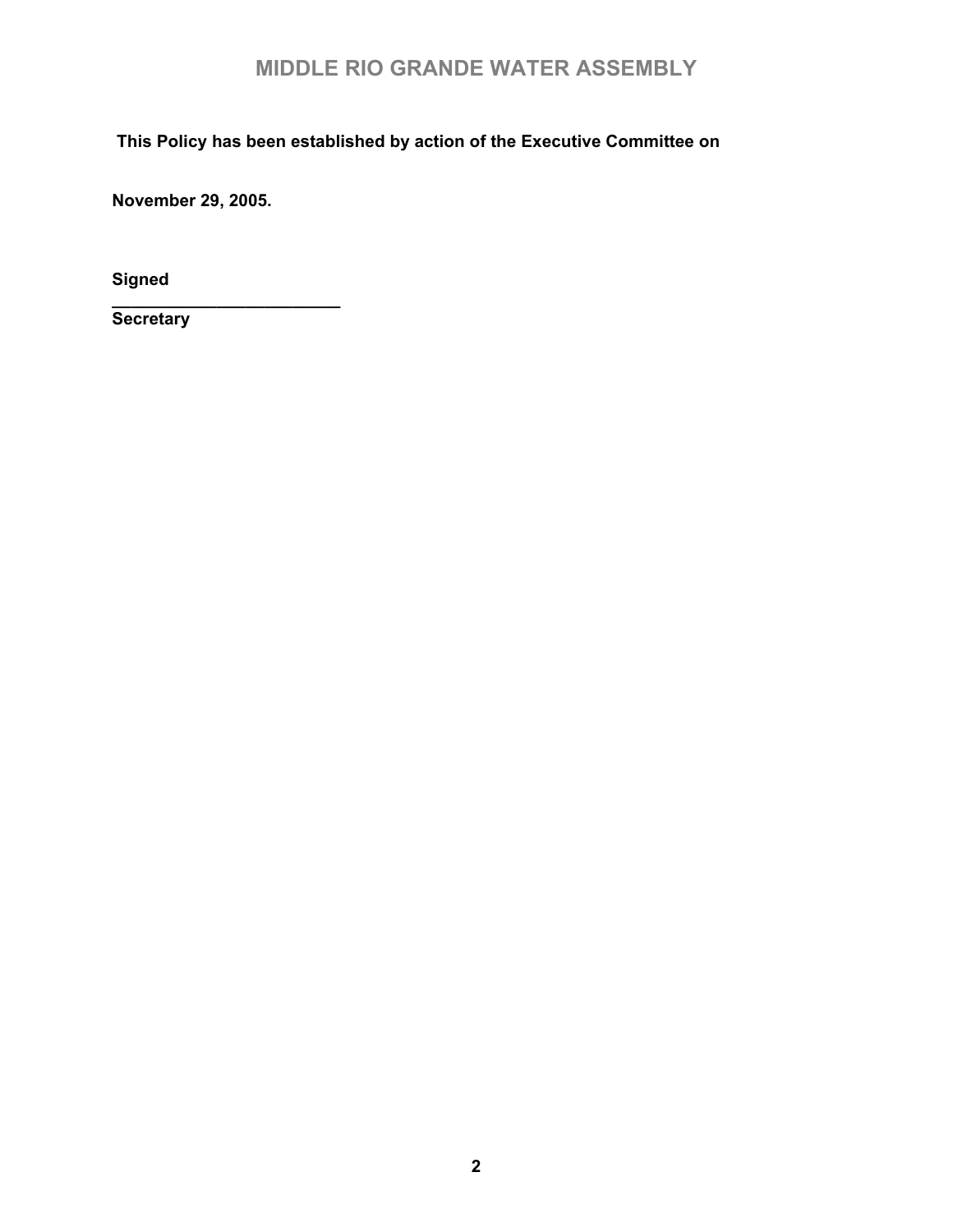**This Policy has been established by action of the Executive Committee on**

**November 29, 2005.**

**Signed**

**_________________________**

**Secretary**